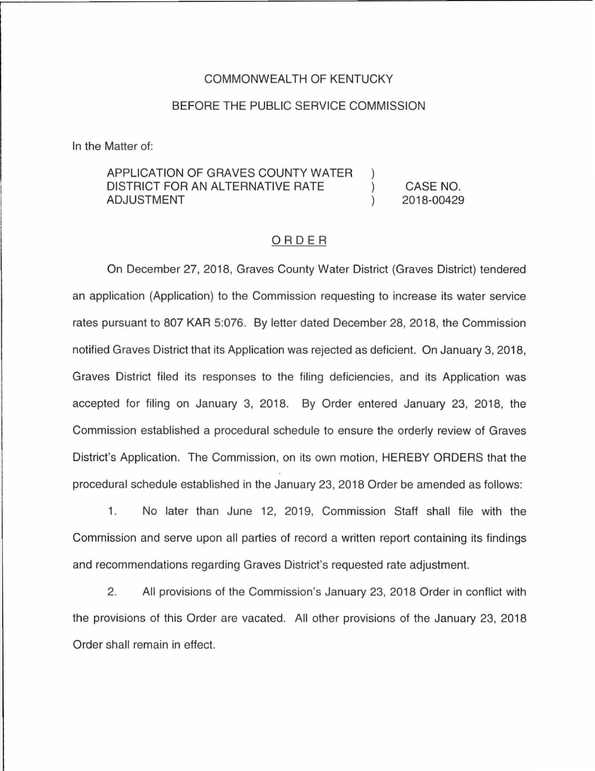COMMONWEALTH OF KENTUCKY

BEFORE THE PUBLIC SERVICE COMMISSION

In the Matter of:

| | | |
|---|---|---|
| APPLICATION OF GRAVES COUNTY WATER DISTRICT FOR AN ALTERNATIVE RATE ADJUSTMENT | ) ) ) | CASE NO. 2018-00429 |

## ORDER

On December 27, 2018, Graves County Water District (Graves District) tendered an application (Application) to the Commission requesting to increase its water service rates pursuant to 807 KAR 5:076. By letter dated December 28, 2018, the Commission notified Graves District that its Application was rejected as deficient. On January 3, 2018, Graves District filed its responses to the filing deficiencies, and its Application was accepted for filing on January 3, 2018. By Order entered January 23, 2018, the Commission established a procedural schedule to ensure the orderly review of Graves District's Application. The Commission, on its own motion, HEREBY ORDERS that the procedural schedule established in the January 23, 2018 Order be amended as follows:

1. No later than June 12, 2019, Commission Staff shall file with the Commission and serve upon all parties of record a written report containing its findings and recommendations regarding Graves District's requested rate adjustment.

2. All provisions of the Commission's January 23, 2018 Order in conflict with the provisions of this Order are vacated. All other provisions of the January 23, 2018 Order shall remain in effect.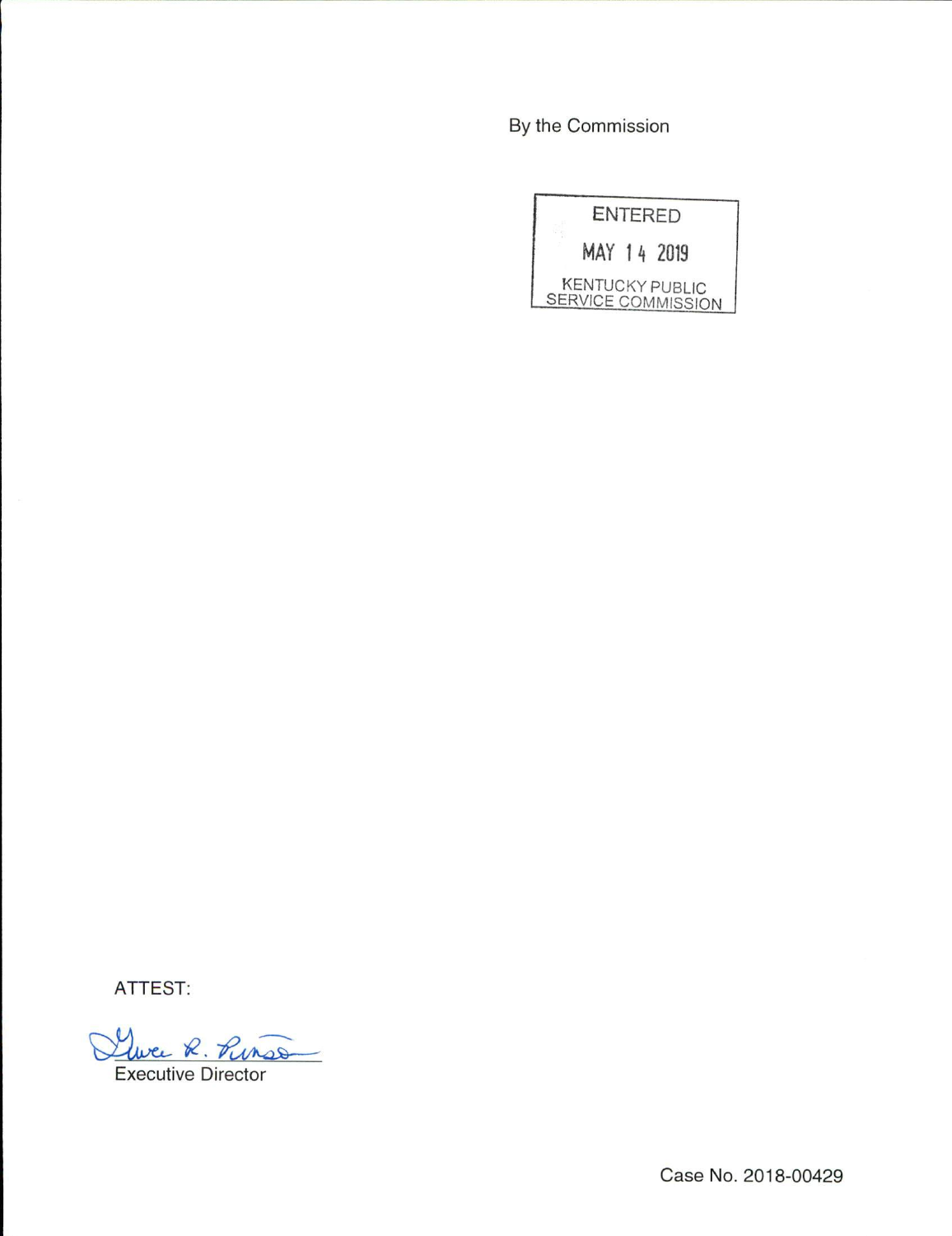By the Commission

ENTERED

MAY 14 2019

KENTUCKY PUBLIC SERVICE COMMISSION

ATTEST:

Gwen R. Pinson

Executive Director

Case No. 2018-00429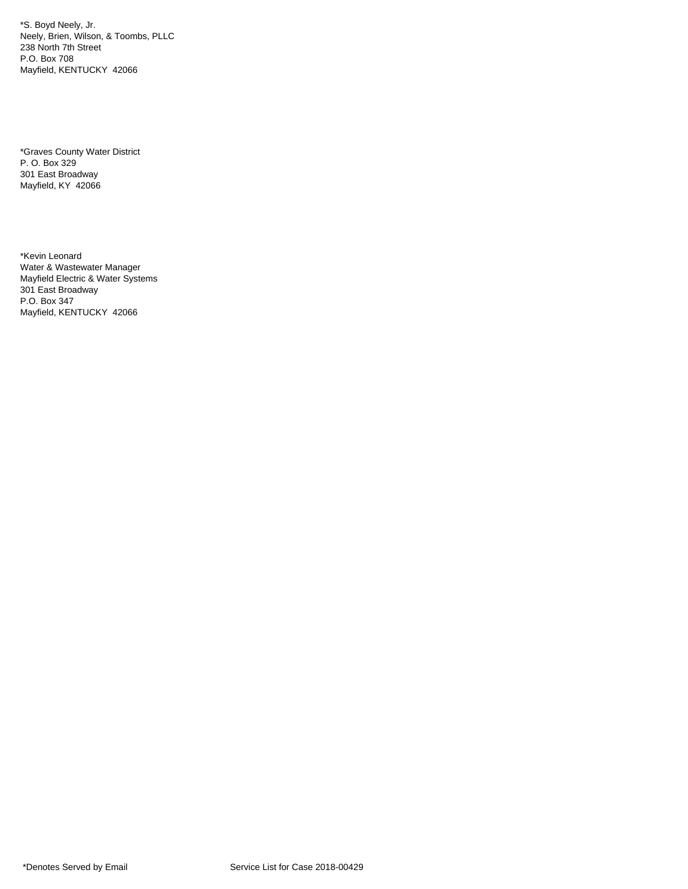*S. Boyd Neely, Jr.
Neely, Brien, Wilson, & Toombs, PLLC
238 North 7th Street
P.O. Box 708
Mayfield, KENTUCKY  42066

*Graves County Water District
P. O. Box 329
301 East Broadway
Mayfield, KY  42066

*Kevin Leonard
Water & Wastewater Manager
Mayfield Electric & Water Systems
301 East Broadway
P.O. Box 347
Mayfield, KENTUCKY  42066

*Denotes Served by Email

Service List for Case 2018-00429